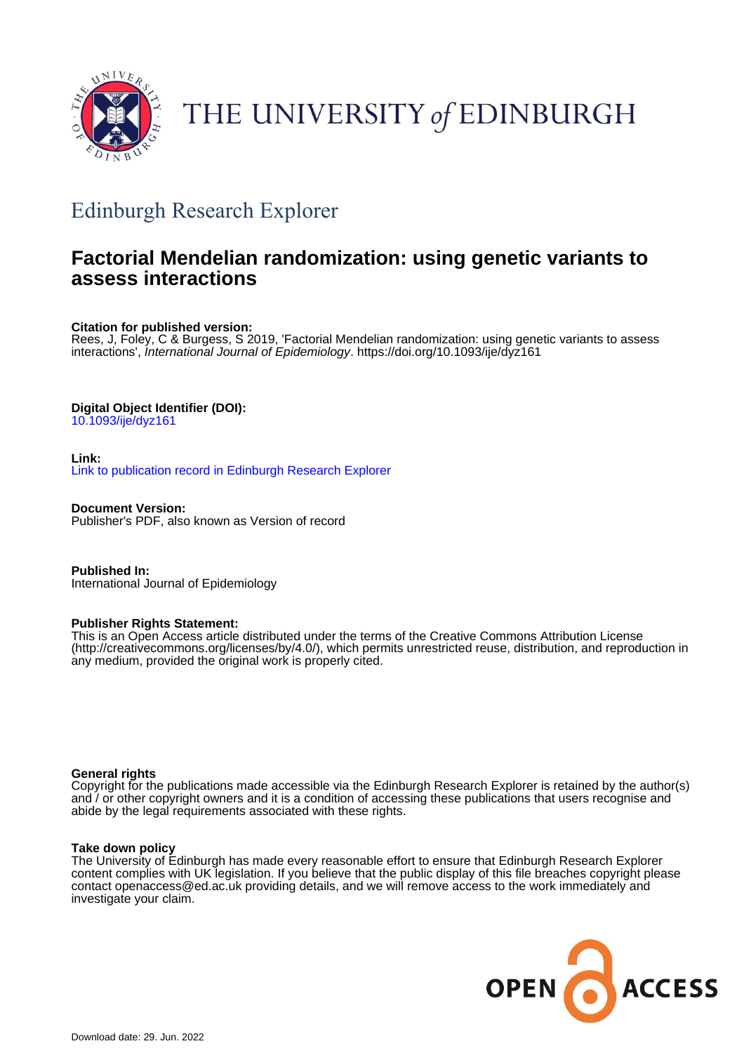THE UNIVERSITY *of* EDINBURGH

## Edinburgh Research Explorer

# Factorial Mendelian randomization: using genetic variants to assess interactions

**Citation for published version:**
Rees, J, Foley, C & Burgess, S 2019, 'Factorial Mendelian randomization: using genetic variants to assess interactions', *International Journal of Epidemiology*. https://doi.org/10.1093/ije/dyz161

**Digital Object Identifier (DOI):**
10.1093/ije/dyz161

**Link:**
Link to publication record in Edinburgh Research Explorer

**Document Version:**
Publisher's PDF, also known as Version of record

**Published In:**
International Journal of Epidemiology

**Publisher Rights Statement:**
This is an Open Access article distributed under the terms of the Creative Commons Attribution License (http://creativecommons.org/licenses/by/4.0/), which permits unrestricted reuse, distribution, and reproduction in any medium, provided the original work is properly cited.

**General rights**
Copyright for the publications made accessible via the Edinburgh Research Explorer is retained by the author(s) and / or other copyright owners and it is a condition of accessing these publications that users recognise and abide by the legal requirements associated with these rights.

**Take down policy**
The University of Edinburgh has made every reasonable effort to ensure that Edinburgh Research Explorer content complies with UK legislation. If you believe that the public display of this file breaches copyright please contact openaccess@ed.ac.uk providing details, and we will remove access to the work immediately and investigate your claim.

OPEN ACCESS

Download date: 29. Jun. 2022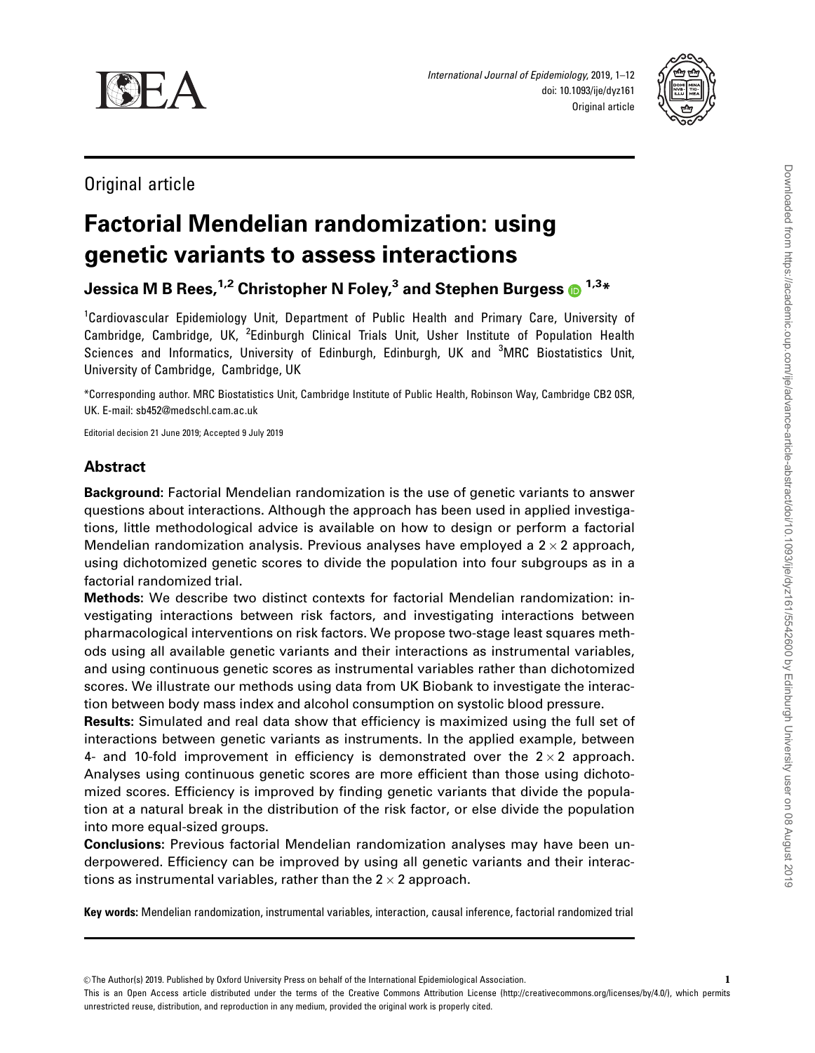Original article

# Factorial Mendelian randomization: using genetic variants to assess interactions

**Jessica M B Rees,**[1,2] **Christopher N Foley,**[3] **and Stephen Burgess**[1,3]*

[1]Cardiovascular Epidemiology Unit, Department of Public Health and Primary Care, University of Cambridge, Cambridge, UK, [2]Edinburgh Clinical Trials Unit, Usher Institute of Population Health Sciences and Informatics, University of Edinburgh, Edinburgh, UK and [3]MRC Biostatistics Unit, University of Cambridge, Cambridge, UK

*Corresponding author. MRC Biostatistics Unit, Cambridge Institute of Public Health, Robinson Way, Cambridge CB2 0SR, UK. E-mail: sb452@medschl.cam.ac.uk

Editorial decision 21 June 2019; Accepted 9 July 2019

## Abstract

**Background:** Factorial Mendelian randomization is the use of genetic variants to answer questions about interactions. Although the approach has been used in applied investigations, little methodological advice is available on how to design or perform a factorial Mendelian randomization analysis. Previous analyses have employed a $2 \times 2$ approach, using dichotomized genetic scores to divide the population into four subgroups as in a factorial randomized trial.

**Methods:** We describe two distinct contexts for factorial Mendelian randomization: investigating interactions between risk factors, and investigating interactions between pharmacological interventions on risk factors. We propose two-stage least squares methods using all available genetic variants and their interactions as instrumental variables, and using continuous genetic scores as instrumental variables rather than dichotomized scores. We illustrate our methods using data from UK Biobank to investigate the interaction between body mass index and alcohol consumption on systolic blood pressure.

**Results:** Simulated and real data show that efficiency is maximized using the full set of interactions between genetic variants as instruments. In the applied example, between 4- and 10-fold improvement in efficiency is demonstrated over the $2 \times 2$ approach. Analyses using continuous genetic scores are more efficient than those using dichotomized scores. Efficiency is improved by finding genetic variants that divide the population at a natural break in the distribution of the risk factor, or else divide the population into more equal-sized groups.

**Conclusions:** Previous factorial Mendelian randomization analyses may have been underpowered. Efficiency can be improved by using all genetic variants and their interactions as instrumental variables, rather than the $2 \times 2$ approach.

**Key words:** Mendelian randomization, instrumental variables, interaction, causal inference, factorial randomized trial

© The Author(s) 2019. Published by Oxford University Press on behalf of the International Epidemiological Association.

This is an Open Access article distributed under the terms of the Creative Commons Attribution License (http://creativecommons.org/licenses/by/4.0/), which permits unrestricted reuse, distribution, and reproduction in any medium, provided the original work is properly cited.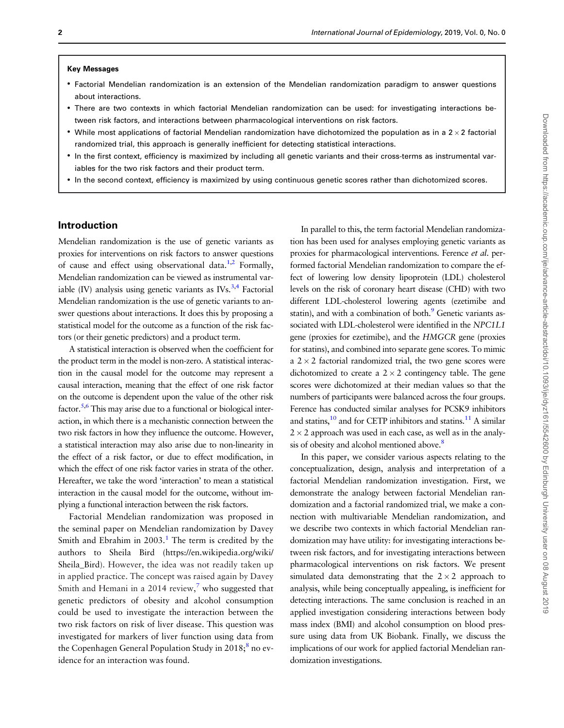**Key Messages**

- Factorial Mendelian randomization is an extension of the Mendelian randomization paradigm to answer questions about interactions.
- There are two contexts in which factorial Mendelian randomization can be used: for investigating interactions between risk factors, and interactions between pharmacological interventions on risk factors.
- While most applications of factorial Mendelian randomization have dichotomized the population as in a $2 \times 2$ factorial randomized trial, this approach is generally inefficient for detecting statistical interactions.
- In the first context, efficiency is maximized by including all genetic variants and their cross-terms as instrumental variables for the two risk factors and their product term.
- In the second context, efficiency is maximized by using continuous genetic scores rather than dichotomized scores.

## Introduction

Mendelian randomization is the use of genetic variants as proxies for interventions on risk factors to answer questions of cause and effect using observational data.[1,2] Formally, Mendelian randomization can be viewed as instrumental variable (IV) analysis using genetic variants as IVs.[3,4] Factorial Mendelian randomization is the use of genetic variants to answer questions about interactions. It does this by proposing a statistical model for the outcome as a function of the risk factors (or their genetic predictors) and a product term.

A statistical interaction is observed when the coefficient for the product term in the model is non-zero. A statistical interaction in the causal model for the outcome may represent a causal interaction, meaning that the effect of one risk factor on the outcome is dependent upon the value of the other risk factor.[5,6] This may arise due to a functional or biological interaction, in which there is a mechanistic connection between the two risk factors in how they influence the outcome. However, a statistical interaction may also arise due to non-linearity in the effect of a risk factor, or due to effect modification, in which the effect of one risk factor varies in strata of the other. Hereafter, we take the word 'interaction' to mean a statistical interaction in the causal model for the outcome, without implying a functional interaction between the risk factors.

Factorial Mendelian randomization was proposed in the seminal paper on Mendelian randomization by Davey Smith and Ebrahim in 2003.[1] The term is credited by the authors to Sheila Bird (https://en.wikipedia.org/wiki/Sheila_Bird). However, the idea was not readily taken up in applied practice. The concept was raised again by Davey Smith and Hemani in a 2014 review,[7] who suggested that genetic predictors of obesity and alcohol consumption could be used to investigate the interaction between the two risk factors on risk of liver disease. This question was investigated for markers of liver function using data from the Copenhagen General Population Study in 2018;[8] no evidence for an interaction was found.

In parallel to this, the term factorial Mendelian randomization has been used for analyses employing genetic variants as proxies for pharmacological interventions. Ference *et al.* performed factorial Mendelian randomization to compare the effect of lowering low density lipoprotein (LDL) cholesterol levels on the risk of coronary heart disease (CHD) with two different LDL-cholesterol lowering agents (ezetimibe and statin), and with a combination of both.[9] Genetic variants associated with LDL-cholesterol were identified in the *NPC1L1* gene (proxies for ezetimibe), and the *HMGCR* gene (proxies for statins), and combined into separate gene scores. To mimic a $2 \times 2$ factorial randomized trial, the two gene scores were dichotomized to create a $2 \times 2$ contingency table. The gene scores were dichotomized at their median values so that the numbers of participants were balanced across the four groups. Ference has conducted similar analyses for PCSK9 inhibitors and statins,[10] and for CETP inhibitors and statins.[11] A similar $2 \times 2$ approach was used in each case, as well as in the analysis of obesity and alcohol mentioned above.[8]

In this paper, we consider various aspects relating to the conceptualization, design, analysis and interpretation of a factorial Mendelian randomization investigation. First, we demonstrate the analogy between factorial Mendelian randomization and a factorial randomized trial, we make a connection with multivariable Mendelian randomization, and we describe two contexts in which factorial Mendelian randomization may have utility: for investigating interactions between risk factors, and for investigating interactions between pharmacological interventions on risk factors. We present simulated data demonstrating that the $2 \times 2$ approach to analysis, while being conceptually appealing, is inefficient for detecting interactions. The same conclusion is reached in an applied investigation considering interactions between body mass index (BMI) and alcohol consumption on blood pressure using data from UK Biobank. Finally, we discuss the implications of our work for applied factorial Mendelian randomization investigations.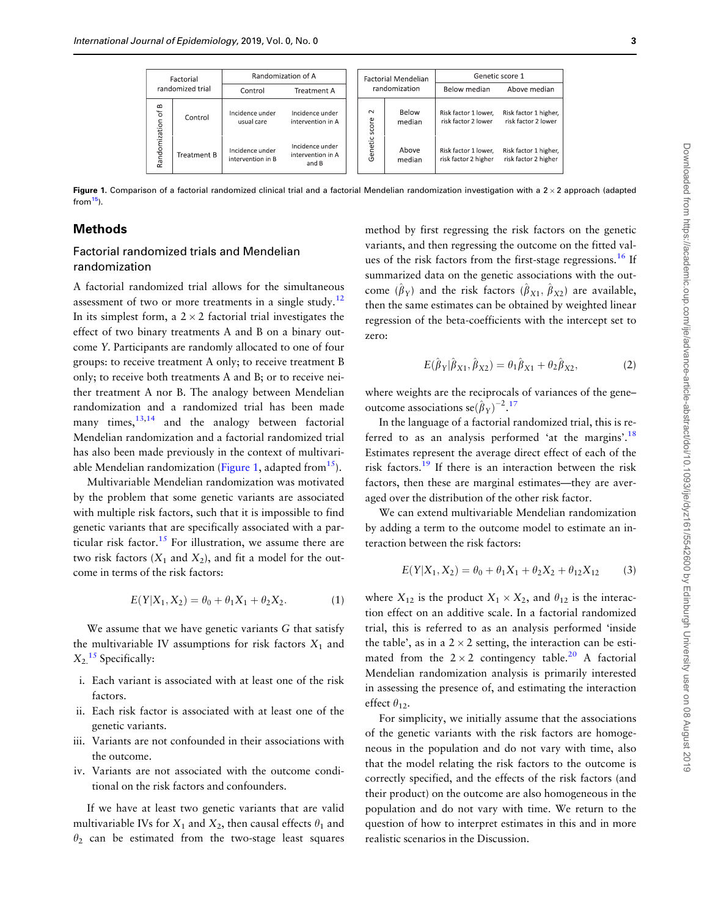| Factorial randomized trial | | Randomization of A | |
|---|---|---|---|
| | | Control | Treatment A |
| Randomization of B | Control | Incidence under usual care | Incidence under intervention in A |
| | Treatment B | Incidence under intervention in B | Incidence under intervention in A and B |

| Factorial Mendelian randomization | | Genetic score 1 | |
|---|---|---|---|
| | | Below median | Above median |
| Genetic score 2 | Below median | Risk factor 1 lower, risk factor 2 lower | Risk factor 1 higher, risk factor 2 lower |
| | Above median | Risk factor 1 lower, risk factor 2 higher | Risk factor 1 higher, risk factor 2 higher |

**Figure 1.** Comparison of a factorial randomized clinical trial and a factorial Mendelian randomization investigation with a $2 \times 2$ approach (adapted from[15]).

## Methods

### Factorial randomized trials and Mendelian randomization

A factorial randomized trial allows for the simultaneous assessment of two or more treatments in a single study.[12] In its simplest form, a $2 \times 2$ factorial trial investigates the effect of two binary treatments A and B on a binary outcome $Y$. Participants are randomly allocated to one of four groups: to receive treatment A only; to receive treatment B only; to receive both treatments A and B; or to receive neither treatment A nor B. The analogy between Mendelian randomization and a randomized trial has been made many times,[13,14] and the analogy between factorial Mendelian randomization and a factorial randomized trial has also been made previously in the context of multivariable Mendelian randomization (Figure 1, adapted from[15]).

Multivariable Mendelian randomization was motivated by the problem that some genetic variants are associated with multiple risk factors, such that it is impossible to find genetic variants that are specifically associated with a particular risk factor.[15] For illustration, we assume there are two risk factors ($X_1$ and $X_2$), and fit a model for the outcome in terms of the risk factors:

$$E(Y|X_1, X_2) = \theta_0 + \theta_1 X_1 + \theta_2 X_2. \tag{1}$$

We assume that we have genetic variants $G$ that satisfy the multivariable IV assumptions for risk factors $X_1$ and $X_2$.[15] Specifically:

i. Each variant is associated with at least one of the risk factors.
ii. Each risk factor is associated with at least one of the genetic variants.
iii. Variants are not confounded in their associations with the outcome.
iv. Variants are not associated with the outcome conditional on the risk factors and confounders.

If we have at least two genetic variants that are valid multivariable IVs for $X_1$ and $X_2$, then causal effects $\theta_1$ and $\theta_2$ can be estimated from the two-stage least squares method by first regressing the risk factors on the genetic variants, and then regressing the outcome on the fitted values of the risk factors from the first-stage regressions.[16] If summarized data on the genetic associations with the outcome ($\hat{\beta}_Y$) and the risk factors ($\hat{\beta}_{X1}$, $\hat{\beta}_{X2}$) are available, then the same estimates can be obtained by weighted linear regression of the beta-coefficients with the intercept set to zero:

$$E(\hat{\beta}_Y|\hat{\beta}_{X1}, \hat{\beta}_{X2}) = \theta_1 \hat{\beta}_{X1} + \theta_2 \hat{\beta}_{X2}, \tag{2}$$

where weights are the reciprocals of variances of the gene–outcome associations $\text{se}(\hat{\beta}_Y)^{-2}$.[17]

In the language of a factorial randomized trial, this is referred to as an analysis performed 'at the margins'.[18] Estimates represent the average direct effect of each of the risk factors.[19] If there is an interaction between the risk factors, then these are marginal estimates—they are averaged over the distribution of the other risk factor.

We can extend multivariable Mendelian randomization by adding a term to the outcome model to estimate an interaction between the risk factors:

$$E(Y|X_1, X_2) = \theta_0 + \theta_1 X_1 + \theta_2 X_2 + \theta_{12} X_{12} \tag{3}$$

where $X_{12}$ is the product $X_1 \times X_2$, and $\theta_{12}$ is the interaction effect on an additive scale. In a factorial randomized trial, this is referred to as an analysis performed 'inside the table', as in a $2 \times 2$ setting, the interaction can be estimated from the $2 \times 2$ contingency table.[20] A factorial Mendelian randomization analysis is primarily interested in assessing the presence of, and estimating the interaction effect $\theta_{12}$.

For simplicity, we initially assume that the associations of the genetic variants with the risk factors are homogeneous in the population and do not vary with time, also that the model relating the risk factors to the outcome is correctly specified, and the effects of the risk factors (and their product) on the outcome are also homogeneous in the population and do not vary with time. We return to the question of how to interpret estimates in this and in more realistic scenarios in the Discussion.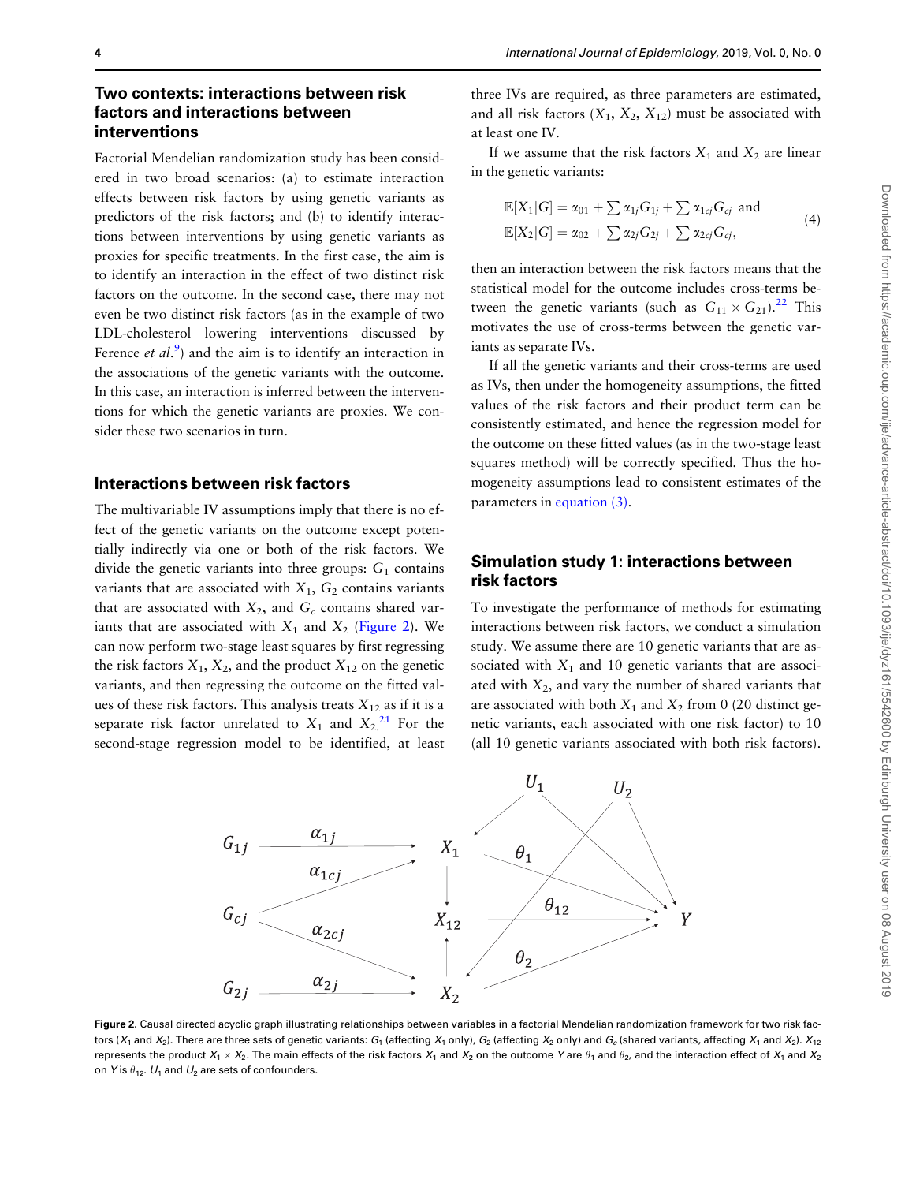## Two contexts: interactions between risk factors and interactions between interventions

Factorial Mendelian randomization study has been considered in two broad scenarios: (a) to estimate interaction effects between risk factors by using genetic variants as predictors of the risk factors; and (b) to identify interactions between interventions by using genetic variants as proxies for specific treatments. In the first case, the aim is to identify an interaction in the effect of two distinct risk factors on the outcome. In the second case, there may not even be two distinct risk factors (as in the example of two LDL-cholesterol lowering interventions discussed by Ference *et al.*[9]) and the aim is to identify an interaction in the associations of the genetic variants with the outcome. In this case, an interaction is inferred between the interventions for which the genetic variants are proxies. We consider these two scenarios in turn.

### Interactions between risk factors

The multivariable IV assumptions imply that there is no effect of the genetic variants on the outcome except potentially indirectly via one or both of the risk factors. We divide the genetic variants into three groups: $G_1$ contains variants that are associated with $X_1$, $G_2$ contains variants that are associated with $X_2$, and $G_c$ contains shared variants that are associated with $X_1$ and $X_2$ (Figure 2). We can now perform two-stage least squares by first regressing the risk factors $X_1$, $X_2$, and the product $X_{12}$ on the genetic variants, and then regressing the outcome on the fitted values of these risk factors. This analysis treats $X_{12}$ as if it is a separate risk factor unrelated to $X_1$ and $X_2$.[21] For the second-stage regression model to be identified, at least three IVs are required, as three parameters are estimated, and all risk factors ($X_1$, $X_2$, $X_{12}$) must be associated with at least one IV.

If we assume that the risk factors $X_1$ and $X_2$ are linear in the genetic variants:

$$\mathbb{E}[X_1|G] = \alpha_{01} + \sum \alpha_{1j}G_{1j} + \sum \alpha_{1cj}G_{cj} \text{ and}$$
$$\mathbb{E}[X_2|G] = \alpha_{02} + \sum \alpha_{2j}G_{2j} + \sum \alpha_{2cj}G_{cj}, \quad (4)$$

then an interaction between the risk factors means that the statistical model for the outcome includes cross-terms between the genetic variants (such as $G_{11} \times G_{21}$).[22] This motivates the use of cross-terms between the genetic variants as separate IVs.

If all the genetic variants and their cross-terms are used as IVs, then under the homogeneity assumptions, the fitted values of the risk factors and their product term can be consistently estimated, and hence the regression model for the outcome on these fitted values (as in the two-stage least squares method) will be correctly specified. Thus the homogeneity assumptions lead to consistent estimates of the parameters in equation (3).

## Simulation study 1: interactions between risk factors

To investigate the performance of methods for estimating interactions between risk factors, we conduct a simulation study. We assume there are 10 genetic variants that are associated with $X_1$ and 10 genetic variants that are associated with $X_2$, and vary the number of shared variants that are associated with both $X_1$ and $X_2$ from 0 (20 distinct genetic variants, each associated with one risk factor) to 10 (all 10 genetic variants associated with both risk factors).

**Figure 2.** Causal directed acyclic graph illustrating relationships between variables in a factorial Mendelian randomization framework for two risk factors ($X_1$ and $X_2$). There are three sets of genetic variants: $G_1$ (affecting $X_1$ only), $G_2$ (affecting $X_2$ only) and $G_c$ (shared variants, affecting $X_1$ and $X_2$). $X_{12}$ represents the product $X_1 \times X_2$. The main effects of the risk factors $X_1$ and $X_2$ on the outcome $Y$ are $\theta_1$ and $\theta_2$, and the interaction effect of $X_1$ and $X_2$ on $Y$ is $\theta_{12}$. $U_1$ and $U_2$ are sets of confounders.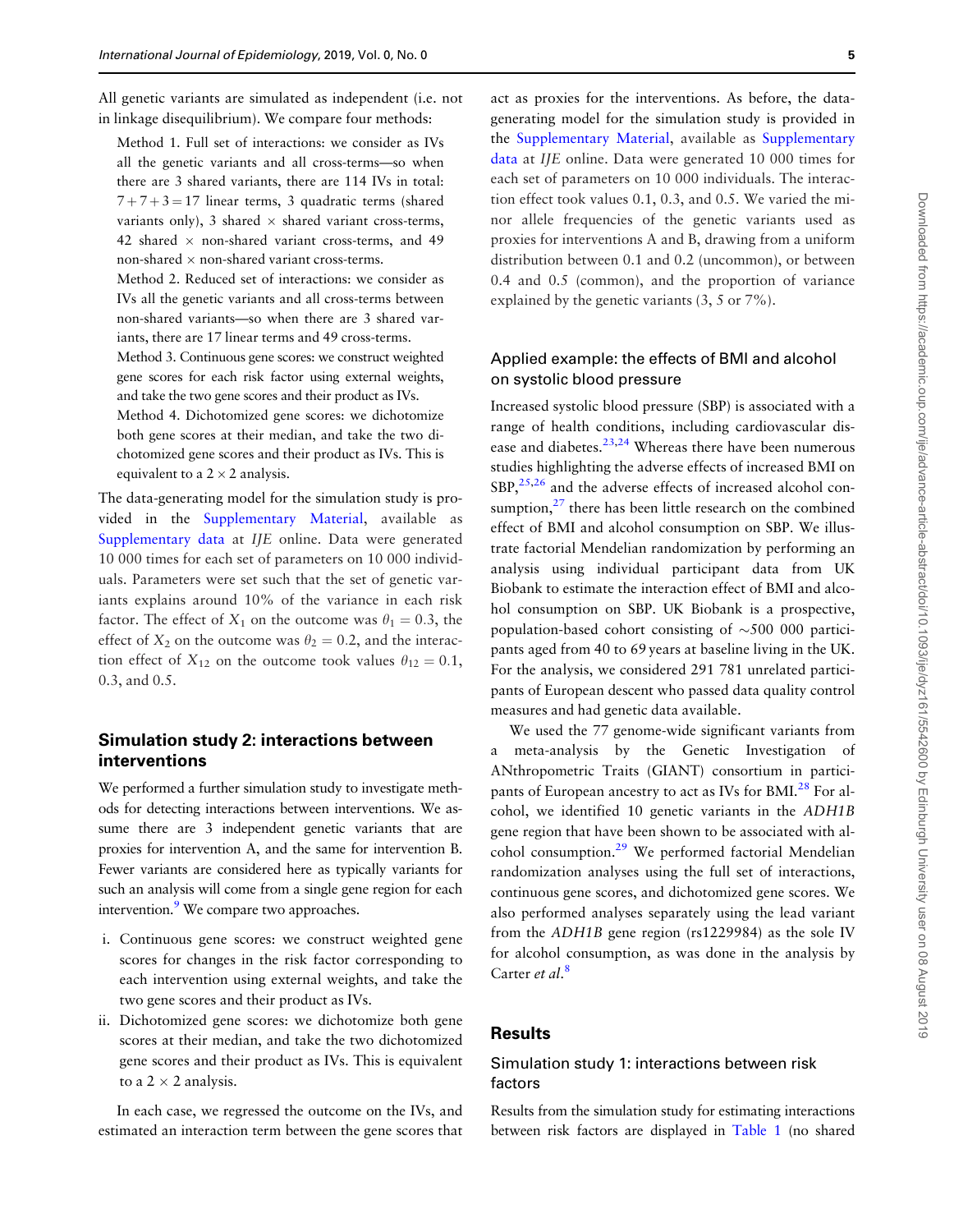All genetic variants are simulated as independent (i.e. not in linkage disequilibrium). We compare four methods:

Method 1. Full set of interactions: we consider as IVs all the genetic variants and all cross-terms—so when there are 3 shared variants, there are 114 IVs in total: $7+7+3=17$ linear terms, 3 quadratic terms (shared variants only), 3 shared $\times$ shared variant cross-terms, 42 shared $\times$ non-shared variant cross-terms, and 49 non-shared $\times$ non-shared variant cross-terms.

Method 2. Reduced set of interactions: we consider as IVs all the genetic variants and all cross-terms between non-shared variants—so when there are 3 shared variants, there are 17 linear terms and 49 cross-terms.

Method 3. Continuous gene scores: we construct weighted gene scores for each risk factor using external weights, and take the two gene scores and their product as IVs.

Method 4. Dichotomized gene scores: we dichotomize both gene scores at their median, and take the two dichotomized gene scores and their product as IVs. This is equivalent to a $2 \times 2$ analysis.

The data-generating model for the simulation study is provided in the Supplementary Material, available as Supplementary data at *IJE* online. Data were generated 10 000 times for each set of parameters on 10 000 individuals. Parameters were set such that the set of genetic variants explains around 10% of the variance in each risk factor. The effect of $X_1$ on the outcome was $\theta_1 = 0.3$, the effect of $X_2$ on the outcome was $\theta_2 = 0.2$, and the interaction effect of $X_{12}$ on the outcome took values $\theta_{12} = 0.1$, 0.3, and 0.5.

## Simulation study 2: interactions between interventions

We performed a further simulation study to investigate methods for detecting interactions between interventions. We assume there are 3 independent genetic variants that are proxies for intervention A, and the same for intervention B. Fewer variants are considered here as typically variants for such an analysis will come from a single gene region for each intervention.[9] We compare two approaches.

i. Continuous gene scores: we construct weighted gene scores for changes in the risk factor corresponding to each intervention using external weights, and take the two gene scores and their product as IVs.
ii. Dichotomized gene scores: we dichotomize both gene scores at their median, and take the two dichotomized gene scores and their product as IVs. This is equivalent to a $2 \times 2$ analysis.

In each case, we regressed the outcome on the IVs, and estimated an interaction term between the gene scores that act as proxies for the interventions. As before, the data-generating model for the simulation study is provided in the Supplementary Material, available as Supplementary data at *IJE* online. Data were generated 10 000 times for each set of parameters on 10 000 individuals. The interaction effect took values 0.1, 0.3, and 0.5. We varied the minor allele frequencies of the genetic variants used as proxies for interventions A and B, drawing from a uniform distribution between 0.1 and 0.2 (uncommon), or between 0.4 and 0.5 (common), and the proportion of variance explained by the genetic variants (3, 5 or 7%).

## Applied example: the effects of BMI and alcohol on systolic blood pressure

Increased systolic blood pressure (SBP) is associated with a range of health conditions, including cardiovascular disease and diabetes.[23,24] Whereas there have been numerous studies highlighting the adverse effects of increased BMI on SBP,[25,26] and the adverse effects of increased alcohol consumption,[27] there has been little research on the combined effect of BMI and alcohol consumption on SBP. We illustrate factorial Mendelian randomization by performing an analysis using individual participant data from UK Biobank to estimate the interaction effect of BMI and alcohol consumption on SBP. UK Biobank is a prospective, population-based cohort consisting of ~500 000 participants aged from 40 to 69 years at baseline living in the UK. For the analysis, we considered 291 781 unrelated participants of European descent who passed data quality control measures and had genetic data available.

We used the 77 genome-wide significant variants from a meta-analysis by the Genetic Investigation of ANthropometric Traits (GIANT) consortium in participants of European ancestry to act as IVs for BMI.[28] For alcohol, we identified 10 genetic variants in the *ADH1B* gene region that have been shown to be associated with alcohol consumption.[29] We performed factorial Mendelian randomization analyses using the full set of interactions, continuous gene scores, and dichotomized gene scores. We also performed analyses separately using the lead variant from the *ADH1B* gene region (rs1229984) as the sole IV for alcohol consumption, as was done in the analysis by Carter *et al.*[8]

# Results

## Simulation study 1: interactions between risk factors

Results from the simulation study for estimating interactions between risk factors are displayed in Table 1 (no shared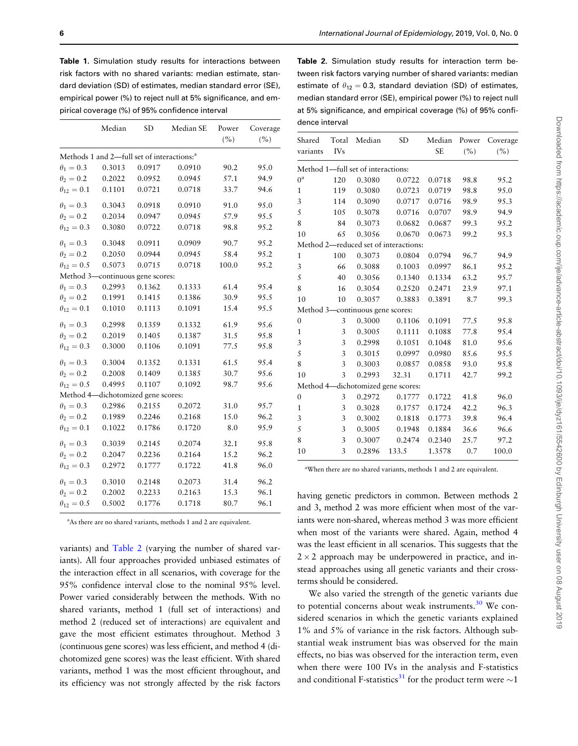**Table 1.** Simulation study results for interactions between risk factors with no shared variants: median estimate, standard deviation (SD) of estimates, median standard error (SE), empirical power (%) to reject null at 5% significance, and empirical coverage (%) of 95% confidence interval

| | Median | SD | Median SE | Power (%) | Coverage (%) |
|---|---|---|---|---|---|
| Methods 1 and 2—full set of interactions:[a] | | | | | |
| $\theta_1 = 0.3$ | 0.3013 | 0.0917 | 0.0910 | 90.2 | 95.0 |
| $\theta_2 = 0.2$ | 0.2022 | 0.0952 | 0.0945 | 57.1 | 94.9 |
| $\theta_{12} = 0.1$ | 0.1101 | 0.0721 | 0.0718 | 33.7 | 94.6 |
| $\theta_1 = 0.3$ | 0.3043 | 0.0918 | 0.0910 | 91.0 | 95.0 |
| $\theta_2 = 0.2$ | 0.2034 | 0.0947 | 0.0945 | 57.9 | 95.5 |
| $\theta_{12} = 0.3$ | 0.3080 | 0.0722 | 0.0718 | 98.8 | 95.2 |
| $\theta_1 = 0.3$ | 0.3048 | 0.0911 | 0.0909 | 90.7 | 95.2 |
| $\theta_2 = 0.2$ | 0.2050 | 0.0944 | 0.0945 | 58.4 | 95.2 |
| $\theta_{12} = 0.5$ | 0.5073 | 0.0715 | 0.0718 | 100.0 | 95.2 |
| Method 3—continuous gene scores: | | | | | |
| $\theta_1 = 0.3$ | 0.2993 | 0.1362 | 0.1333 | 61.4 | 95.4 |
| $\theta_2 = 0.2$ | 0.1991 | 0.1415 | 0.1386 | 30.9 | 95.5 |
| $\theta_{12} = 0.1$ | 0.1010 | 0.1113 | 0.1091 | 15.4 | 95.5 |
| $\theta_1 = 0.3$ | 0.2998 | 0.1359 | 0.1332 | 61.9 | 95.6 |
| $\theta_2 = 0.2$ | 0.2019 | 0.1405 | 0.1387 | 31.5 | 95.8 |
| $\theta_{12} = 0.3$ | 0.3000 | 0.1106 | 0.1091 | 77.5 | 95.8 |
| $\theta_1 = 0.3$ | 0.3004 | 0.1352 | 0.1331 | 61.5 | 95.4 |
| $\theta_2 = 0.2$ | 0.2008 | 0.1409 | 0.1385 | 30.7 | 95.6 |
| $\theta_{12} = 0.5$ | 0.4995 | 0.1107 | 0.1092 | 98.7 | 95.6 |
| Method 4—dichotomized gene scores: | | | | | |
| $\theta_1 = 0.3$ | 0.2986 | 0.2155 | 0.2072 | 31.0 | 95.7 |
| $\theta_2 = 0.2$ | 0.1989 | 0.2246 | 0.2168 | 15.0 | 96.2 |
| $\theta_{12} = 0.1$ | 0.1022 | 0.1786 | 0.1720 | 8.0 | 95.9 |
| $\theta_1 = 0.3$ | 0.3039 | 0.2145 | 0.2074 | 32.1 | 95.8 |
| $\theta_2 = 0.2$ | 0.2047 | 0.2236 | 0.2164 | 15.2 | 96.2 |
| $\theta_{12} = 0.3$ | 0.2972 | 0.1777 | 0.1722 | 41.8 | 96.0 |
| $\theta_1 = 0.3$ | 0.3010 | 0.2148 | 0.2073 | 31.4 | 96.2 |
| $\theta_2 = 0.2$ | 0.2002 | 0.2233 | 0.2163 | 15.3 | 96.1 |
| $\theta_{12} = 0.5$ | 0.5002 | 0.1776 | 0.1718 | 80.7 | 96.1 |

[a]As there are no shared variants, methods 1 and 2 are equivalent.

variants) and Table 2 (varying the number of shared variants). All four approaches provided unbiased estimates of the interaction effect in all scenarios, with coverage for the 95% confidence interval close to the nominal 95% level. Power varied considerably between the methods. With no shared variants, method 1 (full set of interactions) and method 2 (reduced set of interactions) are equivalent and gave the most efficient estimates throughout. Method 3 (continuous gene scores) was less efficient, and method 4 (dichotomized gene scores) was the least efficient. With shared variants, method 1 was the most efficient throughout, and its efficiency was not strongly affected by the risk factors having genetic predictors in common. Between methods 2 and 3, method 2 was more efficient when most of the variants were non-shared, whereas method 3 was more efficient when most of the variants were shared. Again, method 4 was the least efficient in all scenarios. This suggests that the $2 \times 2$ approach may be underpowered in practice, and instead approaches using all genetic variants and their cross-terms should be considered.

**Table 2.** Simulation study results for interaction term between risk factors varying number of shared variants: median estimate of $\theta_{12} = 0.3$, standard deviation (SD) of estimates, median standard error (SE), empirical power (%) to reject null at 5% significance, and empirical coverage (%) of 95% confidence interval

| Shared variants | Total IVs | Median | SD | Median SE | Power (%) | Coverage (%) |
|---|---|---|---|---|---|---|
| Method 1—full set of interactions: | | | | | | |
| 0[a] | 120 | 0.3080 | 0.0722 | 0.0718 | 98.8 | 95.2 |
| 1 | 119 | 0.3080 | 0.0723 | 0.0719 | 98.8 | 95.0 |
| 3 | 114 | 0.3090 | 0.0717 | 0.0716 | 98.9 | 95.3 |
| 5 | 105 | 0.3078 | 0.0716 | 0.0707 | 98.9 | 94.9 |
| 8 | 84 | 0.3073 | 0.0682 | 0.0687 | 99.3 | 95.2 |
| 10 | 65 | 0.3056 | 0.0670 | 0.0673 | 99.2 | 95.3 |
| Method 2—reduced set of interactions: | | | | | | |
| 1 | 100 | 0.3073 | 0.0804 | 0.0794 | 96.7 | 94.9 |
| 3 | 66 | 0.3088 | 0.1003 | 0.0997 | 86.1 | 95.2 |
| 5 | 40 | 0.3056 | 0.1340 | 0.1334 | 63.2 | 95.7 |
| 8 | 16 | 0.3054 | 0.2520 | 0.2471 | 23.9 | 97.1 |
| 10 | 10 | 0.3057 | 0.3883 | 0.3891 | 8.7 | 99.3 |
| Method 3—continuous gene scores: | | | | | | |
| 0 | 3 | 0.3000 | 0.1106 | 0.1091 | 77.5 | 95.8 |
| 1 | 3 | 0.3005 | 0.1111 | 0.1088 | 77.8 | 95.4 |
| 3 | 3 | 0.2998 | 0.1051 | 0.1048 | 81.0 | 95.6 |
| 5 | 3 | 0.3015 | 0.0997 | 0.0980 | 85.6 | 95.5 |
| 8 | 3 | 0.3003 | 0.0857 | 0.0858 | 93.0 | 95.8 |
| 10 | 3 | 0.2993 | 32.31 | 0.1711 | 42.7 | 99.2 |
| Method 4—dichotomized gene scores: | | | | | | |
| 0 | 3 | 0.2972 | 0.1777 | 0.1722 | 41.8 | 96.0 |
| 1 | 3 | 0.3028 | 0.1757 | 0.1724 | 42.2 | 96.3 |
| 3 | 3 | 0.3002 | 0.1818 | 0.1773 | 39.8 | 96.4 |
| 5 | 3 | 0.3005 | 0.1948 | 0.1884 | 36.6 | 96.6 |
| 8 | 3 | 0.3007 | 0.2474 | 0.2340 | 25.7 | 97.2 |
| 10 | 3 | 0.2896 | 133.5 | 1.3578 | 0.7 | 100.0 |

[a]When there are no shared variants, methods 1 and 2 are equivalent.

We also varied the strength of the genetic variants due to potential concerns about weak instruments.[30] We considered scenarios in which the genetic variants explained 1% and 5% of variance in the risk factors. Although substantial weak instrument bias was observed for the main effects, no bias was observed for the interaction term, even when there were 100 IVs in the analysis and F-statistics and conditional F-statistics[31] for the product term were $\sim$1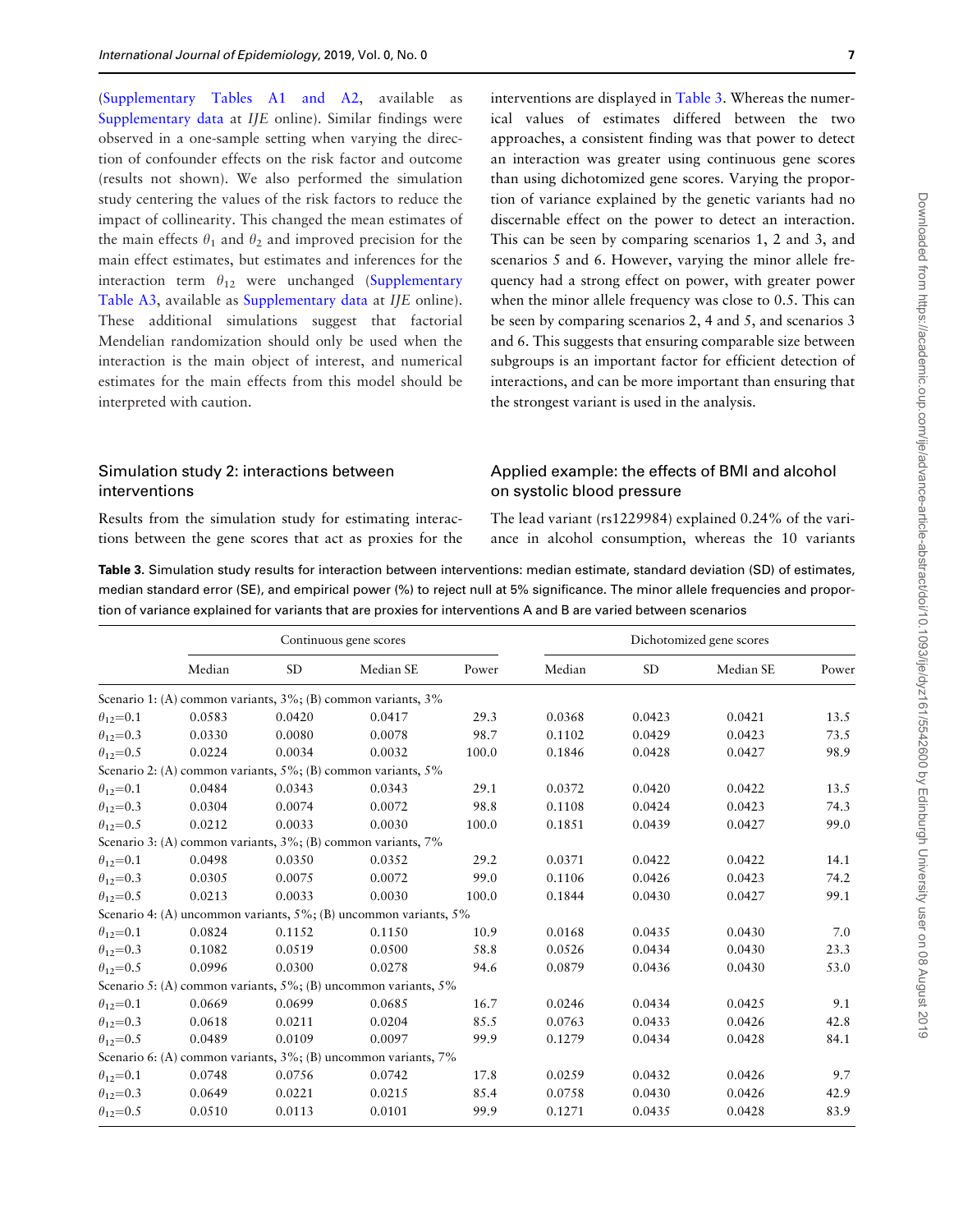(Supplementary Tables A1 and A2, available as Supplementary data at *IJE* online). Similar findings were observed in a one-sample setting when varying the direction of confounder effects on the risk factor and outcome (results not shown). We also performed the simulation study centering the values of the risk factors to reduce the impact of collinearity. This changed the mean estimates of the main effects $\theta_1$ and $\theta_2$ and improved precision for the main effect estimates, but estimates and inferences for the interaction term $\theta_{12}$ were unchanged (Supplementary Table A3, available as Supplementary data at *IJE* online). These additional simulations suggest that factorial Mendelian randomization should only be used when the interaction is the main object of interest, and numerical estimates for the main effects from this model should be interpreted with caution.

## Simulation study 2: interactions between interventions

Results from the simulation study for estimating interactions between the gene scores that act as proxies for the interventions are displayed in Table 3. Whereas the numerical values of estimates differed between the two approaches, a consistent finding was that power to detect an interaction was greater using continuous gene scores than using dichotomized gene scores. Varying the proportion of variance explained by the genetic variants had no discernable effect on the power to detect an interaction. This can be seen by comparing scenarios 1, 2 and 3, and scenarios 5 and 6. However, varying the minor allele frequency had a strong effect on power, with greater power when the minor allele frequency was close to 0.5. This can be seen by comparing scenarios 2, 4 and 5, and scenarios 3 and 6. This suggests that ensuring comparable size between subgroups is an important factor for efficient detection of interactions, and can be more important than ensuring that the strongest variant is used in the analysis.

## Applied example: the effects of BMI and alcohol on systolic blood pressure

The lead variant (rs1229984) explained 0.24% of the variance in alcohol consumption, whereas the 10 variants

**Table 3.** Simulation study results for interaction between interventions: median estimate, standard deviation (SD) of estimates, median standard error (SE), and empirical power (%) to reject null at 5% significance. The minor allele frequencies and proportion of variance explained for variants that are proxies for interventions A and B are varied between scenarios

| | Continuous gene scores | | | | Dichotomized gene scores | | | |
|---|---|---|---|---|---|---|---|---|
| | Median | SD | Median SE | Power | Median | SD | Median SE | Power |
| Scenario 1: (A) common variants, 3%; (B) common variants, 3% | | | | | | | | |
| $\theta_{12}$=0.1 | 0.0583 | 0.0420 | 0.0417 | 29.3 | 0.0368 | 0.0423 | 0.0421 | 13.5 |
| $\theta_{12}$=0.3 | 0.0330 | 0.0080 | 0.0078 | 98.7 | 0.1102 | 0.0429 | 0.0423 | 73.5 |
| $\theta_{12}$=0.5 | 0.0224 | 0.0034 | 0.0032 | 100.0 | 0.1846 | 0.0428 | 0.0427 | 98.9 |
| Scenario 2: (A) common variants, 5%; (B) common variants, 5% | | | | | | | | |
| $\theta_{12}$=0.1 | 0.0484 | 0.0343 | 0.0343 | 29.1 | 0.0372 | 0.0420 | 0.0422 | 13.5 |
| $\theta_{12}$=0.3 | 0.0304 | 0.0074 | 0.0072 | 98.8 | 0.1108 | 0.0424 | 0.0423 | 74.3 |
| $\theta_{12}$=0.5 | 0.0212 | 0.0033 | 0.0030 | 100.0 | 0.1851 | 0.0439 | 0.0427 | 99.0 |
| Scenario 3: (A) common variants, 3%; (B) common variants, 7% | | | | | | | | |
| $\theta_{12}$=0.1 | 0.0498 | 0.0350 | 0.0352 | 29.2 | 0.0371 | 0.0422 | 0.0422 | 14.1 |
| $\theta_{12}$=0.3 | 0.0305 | 0.0075 | 0.0072 | 99.0 | 0.1106 | 0.0426 | 0.0423 | 74.2 |
| $\theta_{12}$=0.5 | 0.0213 | 0.0033 | 0.0030 | 100.0 | 0.1844 | 0.0430 | 0.0427 | 99.1 |
| Scenario 4: (A) uncommon variants, 5%; (B) uncommon variants, 5% | | | | | | | | |
| $\theta_{12}$=0.1 | 0.0824 | 0.1152 | 0.1150 | 10.9 | 0.0168 | 0.0435 | 0.0430 | 7.0 |
| $\theta_{12}$=0.3 | 0.1082 | 0.0519 | 0.0500 | 58.8 | 0.0526 | 0.0434 | 0.0430 | 23.3 |
| $\theta_{12}$=0.5 | 0.0996 | 0.0300 | 0.0278 | 94.6 | 0.0879 | 0.0436 | 0.0430 | 53.0 |
| Scenario 5: (A) common variants, 5%; (B) uncommon variants, 5% | | | | | | | | |
| $\theta_{12}$=0.1 | 0.0669 | 0.0699 | 0.0685 | 16.7 | 0.0246 | 0.0434 | 0.0425 | 9.1 |
| $\theta_{12}$=0.3 | 0.0618 | 0.0211 | 0.0204 | 85.5 | 0.0763 | 0.0433 | 0.0426 | 42.8 |
| $\theta_{12}$=0.5 | 0.0489 | 0.0109 | 0.0097 | 99.9 | 0.1279 | 0.0434 | 0.0428 | 84.1 |
| Scenario 6: (A) common variants, 3%; (B) uncommon variants, 7% | | | | | | | | |
| $\theta_{12}$=0.1 | 0.0748 | 0.0756 | 0.0742 | 17.8 | 0.0259 | 0.0432 | 0.0426 | 9.7 |
| $\theta_{12}$=0.3 | 0.0649 | 0.0221 | 0.0215 | 85.4 | 0.0758 | 0.0430 | 0.0426 | 42.9 |
| $\theta_{12}$=0.5 | 0.0510 | 0.0113 | 0.0101 | 99.9 | 0.1271 | 0.0435 | 0.0428 | 83.9 |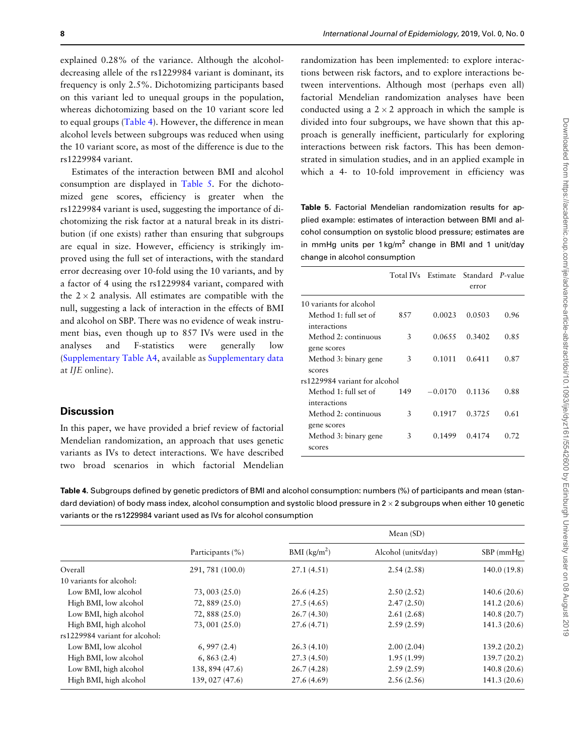explained 0.28% of the variance. Although the alcohol-decreasing allele of the rs1229984 variant is dominant, its frequency is only 2.5%. Dichotomizing participants based on this variant led to unequal groups in the population, whereas dichotomizing based on the 10 variant score led to equal groups (Table 4). However, the difference in mean alcohol levels between subgroups was reduced when using the 10 variant score, as most of the difference is due to the rs1229984 variant.

Estimates of the interaction between BMI and alcohol consumption are displayed in Table 5. For the dichotomized gene scores, efficiency is greater when the rs1229984 variant is used, suggesting the importance of dichotomizing the risk factor at a natural break in its distribution (if one exists) rather than ensuring that subgroups are equal in size. However, efficiency is strikingly improved using the full set of interactions, with the standard error decreasing over 10-fold using the 10 variants, and by a factor of 4 using the rs1229984 variant, compared with the $2 \times 2$ analysis. All estimates are compatible with the null, suggesting a lack of interaction in the effects of BMI and alcohol on SBP. There was no evidence of weak instrument bias, even though up to 857 IVs were used in the analyses and F-statistics were generally low (Supplementary Table A4, available as Supplementary data at *IJE* online).

## Discussion

In this paper, we have provided a brief review of factorial Mendelian randomization, an approach that uses genetic variants as IVs to detect interactions. We have described two broad scenarios in which factorial Mendelian randomization has been implemented: to explore interactions between risk factors, and to explore interactions between interventions. Although most (perhaps even all) factorial Mendelian randomization analyses have been conducted using a $2 \times 2$ approach in which the sample is divided into four subgroups, we have shown that this approach is generally inefficient, particularly for exploring interactions between risk factors. This has been demonstrated in simulation studies, and in an applied example in which a 4- to 10-fold improvement in efficiency was

**Table 5.** Factorial Mendelian randomization results for applied example: estimates of interaction between BMI and alcohol consumption on systolic blood pressure; estimates are in mmHg units per 1 kg/m$^2$ change in BMI and 1 unit/day change in alcohol consumption

| | Total IVs | Estimate | Standard error | *P*-value |
|---|---|---|---|---|
| 10 variants for alcohol | | | | |
| Method 1: full set of interactions | 857 | 0.0023 | 0.0503 | 0.96 |
| Method 2: continuous gene scores | 3 | 0.0655 | 0.3402 | 0.85 |
| Method 3: binary gene scores | 3 | 0.1011 | 0.6411 | 0.87 |
| rs1229984 variant for alcohol | | | | |
| Method 1: full set of interactions | 149 | −0.0170 | 0.1136 | 0.88 |
| Method 2: continuous gene scores | 3 | 0.1917 | 0.3725 | 0.61 |
| Method 3: binary gene scores | 3 | 0.1499 | 0.4174 | 0.72 |

**Table 4.** Subgroups defined by genetic predictors of BMI and alcohol consumption: numbers (%) of participants and mean (standard deviation) of body mass index, alcohol consumption and systolic blood pressure in $2 \times 2$ subgroups when either 10 genetic variants or the rs1229984 variant used as IVs for alcohol consumption

| | Participants (%) | Mean (SD) | | |
|---|---|---|---|---|
| | | BMI (kg/m$^2$) | Alcohol (units/day) | SBP (mmHg) |
| Overall | 291, 781 (100.0) | 27.1 (4.51) | 2.54 (2.58) | 140.0 (19.8) |
| 10 variants for alcohol: | | | | |
| Low BMI, low alcohol | 73, 003 (25.0) | 26.6 (4.25) | 2.50 (2.52) | 140.6 (20.6) |
| High BMI, low alcohol | 72, 889 (25.0) | 27.5 (4.65) | 2.47 (2.50) | 141.2 (20.6) |
| Low BMI, high alcohol | 72, 888 (25.0) | 26.7 (4.30) | 2.61 (2.68) | 140.8 (20.7) |
| High BMI, high alcohol | 73, 001 (25.0) | 27.6 (4.71) | 2.59 (2.59) | 141.3 (20.6) |
| rs1229984 variant for alcohol: | | | | |
| Low BMI, low alcohol | 6, 997 (2.4) | 26.3 (4.10) | 2.00 (2.04) | 139.2 (20.2) |
| High BMI, low alcohol | 6, 863 (2.4) | 27.3 (4.50) | 1.95 (1.99) | 139.7 (20.2) |
| Low BMI, high alcohol | 138, 894 (47.6) | 26.7 (4.28) | 2.59 (2.59) | 140.8 (20.6) |
| High BMI, high alcohol | 139, 027 (47.6) | 27.6 (4.69) | 2.56 (2.56) | 141.3 (20.6) |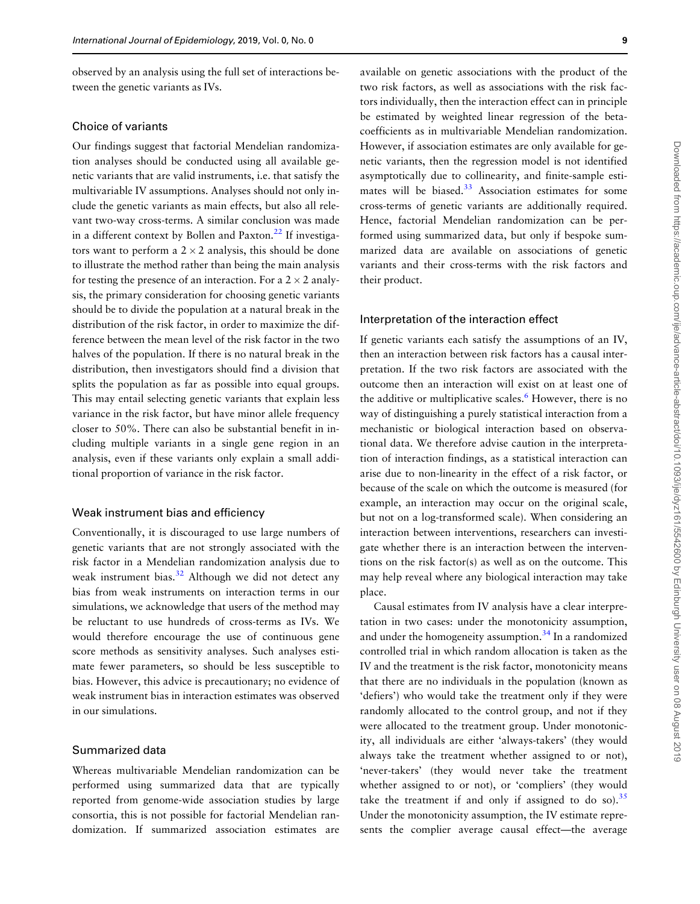observed by an analysis using the full set of interactions between the genetic variants as IVs.

### Choice of variants

Our findings suggest that factorial Mendelian randomization analyses should be conducted using all available genetic variants that are valid instruments, i.e. that satisfy the multivariable IV assumptions. Analyses should not only include the genetic variants as main effects, but also all relevant two-way cross-terms. A similar conclusion was made in a different context by Bollen and Paxton.[22] If investigators want to perform a $2 \times 2$ analysis, this should be done to illustrate the method rather than being the main analysis for testing the presence of an interaction. For a $2 \times 2$ analysis, the primary consideration for choosing genetic variants should be to divide the population at a natural break in the distribution of the risk factor, in order to maximize the difference between the mean level of the risk factor in the two halves of the population. If there is no natural break in the distribution, then investigators should find a division that splits the population as far as possible into equal groups. This may entail selecting genetic variants that explain less variance in the risk factor, but have minor allele frequency closer to 50%. There can also be substantial benefit in including multiple variants in a single gene region in an analysis, even if these variants only explain a small additional proportion of variance in the risk factor.

### Weak instrument bias and efficiency

Conventionally, it is discouraged to use large numbers of genetic variants that are not strongly associated with the risk factor in a Mendelian randomization analysis due to weak instrument bias.[32] Although we did not detect any bias from weak instruments on interaction terms in our simulations, we acknowledge that users of the method may be reluctant to use hundreds of cross-terms as IVs. We would therefore encourage the use of continuous gene score methods as sensitivity analyses. Such analyses estimate fewer parameters, so should be less susceptible to bias. However, this advice is precautionary; no evidence of weak instrument bias in interaction estimates was observed in our simulations.

### Summarized data

Whereas multivariable Mendelian randomization can be performed using summarized data that are typically reported from genome-wide association studies by large consortia, this is not possible for factorial Mendelian randomization. If summarized association estimates are available on genetic associations with the product of the two risk factors, as well as associations with the risk factors individually, then the interaction effect can in principle be estimated by weighted linear regression of the beta-coefficients as in multivariable Mendelian randomization. However, if association estimates are only available for genetic variants, then the regression model is not identified asymptotically due to collinearity, and finite-sample estimates will be biased.[33] Association estimates for some cross-terms of genetic variants are additionally required. Hence, factorial Mendelian randomization can be performed using summarized data, but only if bespoke summarized data are available on associations of genetic variants and their cross-terms with the risk factors and their product.

### Interpretation of the interaction effect

If genetic variants each satisfy the assumptions of an IV, then an interaction between risk factors has a causal interpretation. If the two risk factors are associated with the outcome then an interaction will exist on at least one of the additive or multiplicative scales.[6] However, there is no way of distinguishing a purely statistical interaction from a mechanistic or biological interaction based on observational data. We therefore advise caution in the interpretation of interaction findings, as a statistical interaction can arise due to non-linearity in the effect of a risk factor, or because of the scale on which the outcome is measured (for example, an interaction may occur on the original scale, but not on a log-transformed scale). When considering an interaction between interventions, researchers can investigate whether there is an interaction between the interventions on the risk factor(s) as well as on the outcome. This may help reveal where any biological interaction may take place.

Causal estimates from IV analysis have a clear interpretation in two cases: under the monotonicity assumption, and under the homogeneity assumption.[34] In a randomized controlled trial in which random allocation is taken as the IV and the treatment is the risk factor, monotonicity means that there are no individuals in the population (known as 'defiers') who would take the treatment only if they were randomly allocated to the control group, and not if they were allocated to the treatment group. Under monotonicity, all individuals are either 'always-takers' (they would always take the treatment whether assigned to or not), 'never-takers' (they would never take the treatment whether assigned to or not), or 'compliers' (they would take the treatment if and only if assigned to do so).[35] Under the monotonicity assumption, the IV estimate represents the complier average causal effect—the average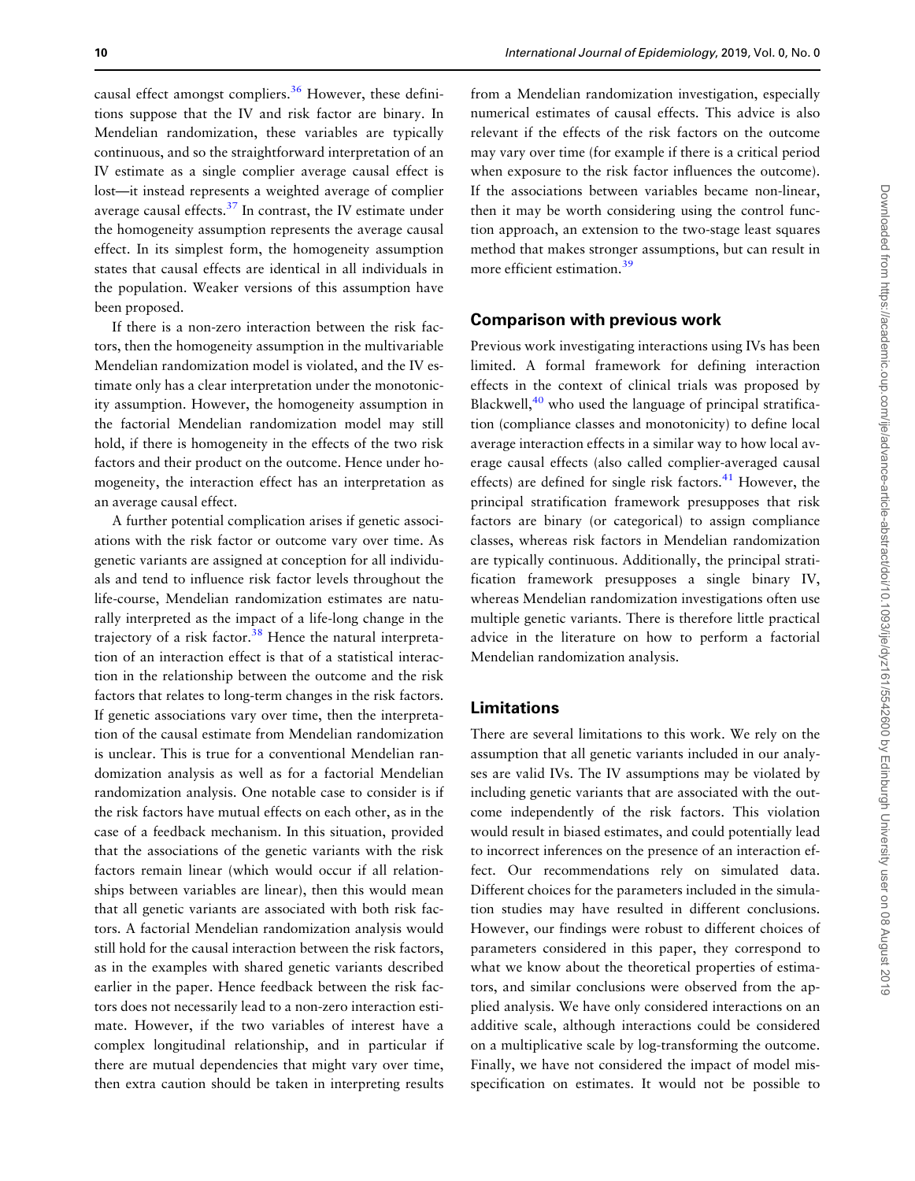causal effect amongst compliers.[36] However, these definitions suppose that the IV and risk factor are binary. In Mendelian randomization, these variables are typically continuous, and so the straightforward interpretation of an IV estimate as a single complier average causal effect is lost—it instead represents a weighted average of complier average causal effects.[37] In contrast, the IV estimate under the homogeneity assumption represents the average causal effect. In its simplest form, the homogeneity assumption states that causal effects are identical in all individuals in the population. Weaker versions of this assumption have been proposed.

If there is a non-zero interaction between the risk factors, then the homogeneity assumption in the multivariable Mendelian randomization model is violated, and the IV estimate only has a clear interpretation under the monotonicity assumption. However, the homogeneity assumption in the factorial Mendelian randomization model may still hold, if there is homogeneity in the effects of the two risk factors and their product on the outcome. Hence under homogeneity, the interaction effect has an interpretation as an average causal effect.

A further potential complication arises if genetic associations with the risk factor or outcome vary over time. As genetic variants are assigned at conception for all individuals and tend to influence risk factor levels throughout the life-course, Mendelian randomization estimates are naturally interpreted as the impact of a life-long change in the trajectory of a risk factor.[38] Hence the natural interpretation of an interaction effect is that of a statistical interaction in the relationship between the outcome and the risk factors that relates to long-term changes in the risk factors. If genetic associations vary over time, then the interpretation of the causal estimate from Mendelian randomization is unclear. This is true for a conventional Mendelian randomization analysis as well as for a factorial Mendelian randomization analysis. One notable case to consider is if the risk factors have mutual effects on each other, as in the case of a feedback mechanism. In this situation, provided that the associations of the genetic variants with the risk factors remain linear (which would occur if all relationships between variables are linear), then this would mean that all genetic variants are associated with both risk factors. A factorial Mendelian randomization analysis would still hold for the causal interaction between the risk factors, as in the examples with shared genetic variants described earlier in the paper. Hence feedback between the risk factors does not necessarily lead to a non-zero interaction estimate. However, if the two variables of interest have a complex longitudinal relationship, and in particular if there are mutual dependencies that might vary over time, then extra caution should be taken in interpreting results from a Mendelian randomization investigation, especially numerical estimates of causal effects. This advice is also relevant if the effects of the risk factors on the outcome may vary over time (for example if there is a critical period when exposure to the risk factor influences the outcome). If the associations between variables became non-linear, then it may be worth considering using the control function approach, an extension to the two-stage least squares method that makes stronger assumptions, but can result in more efficient estimation.[39]

## Comparison with previous work

Previous work investigating interactions using IVs has been limited. A formal framework for defining interaction effects in the context of clinical trials was proposed by Blackwell,[40] who used the language of principal stratification (compliance classes and monotonicity) to define local average interaction effects in a similar way to how local average causal effects (also called complier-averaged causal effects) are defined for single risk factors.[41] However, the principal stratification framework presupposes that risk factors are binary (or categorical) to assign compliance classes, whereas risk factors in Mendelian randomization are typically continuous. Additionally, the principal stratification framework presupposes a single binary IV, whereas Mendelian randomization investigations often use multiple genetic variants. There is therefore little practical advice in the literature on how to perform a factorial Mendelian randomization analysis.

## Limitations

There are several limitations to this work. We rely on the assumption that all genetic variants included in our analyses are valid IVs. The IV assumptions may be violated by including genetic variants that are associated with the outcome independently of the risk factors. This violation would result in biased estimates, and could potentially lead to incorrect inferences on the presence of an interaction effect. Our recommendations rely on simulated data. Different choices for the parameters included in the simulation studies may have resulted in different conclusions. However, our findings were robust to different choices of parameters considered in this paper, they correspond to what we know about the theoretical properties of estimators, and similar conclusions were observed from the applied analysis. We have only considered interactions on an additive scale, although interactions could be considered on a multiplicative scale by log-transforming the outcome. Finally, we have not considered the impact of model misspecification on estimates. It would not be possible to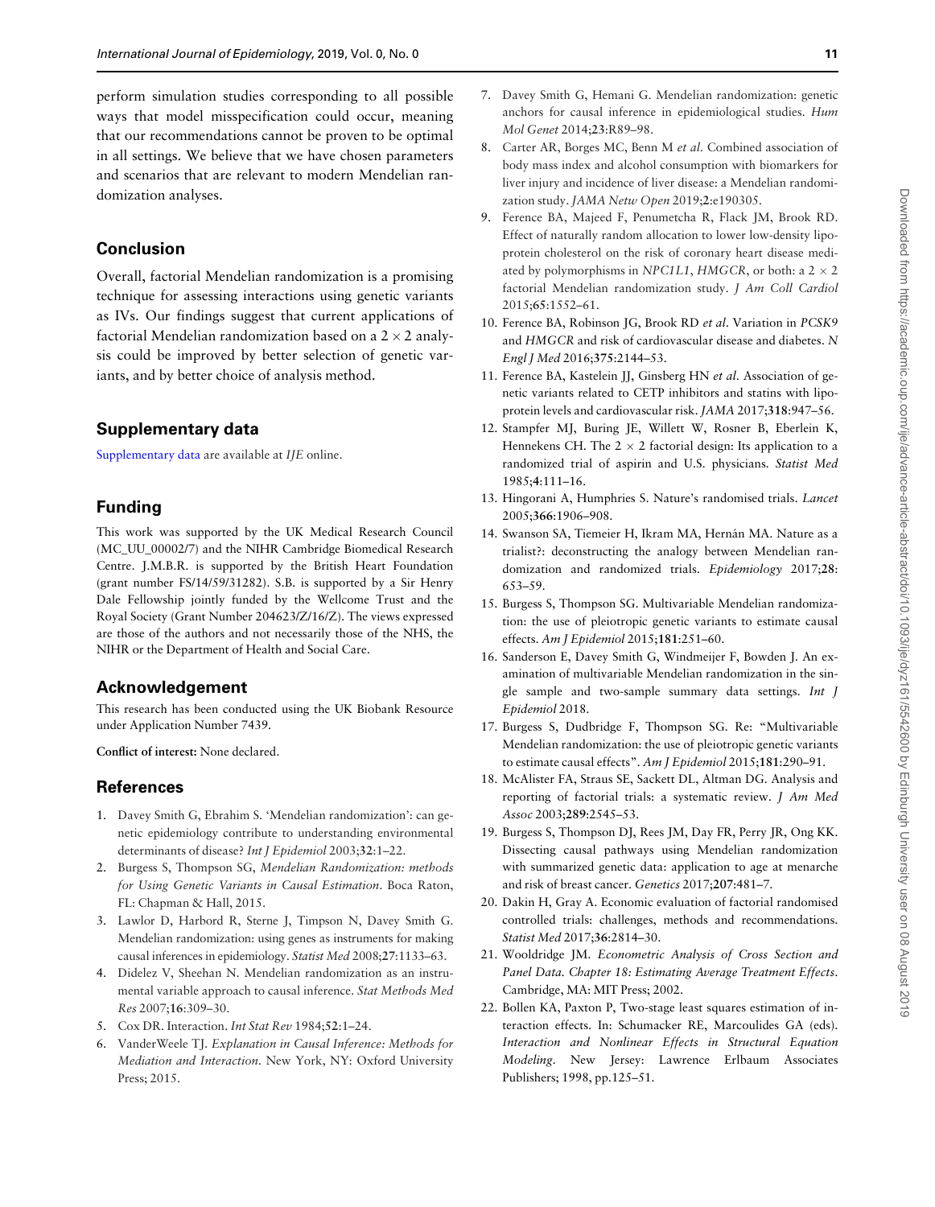perform simulation studies corresponding to all possible ways that model misspecification could occur, meaning that our recommendations cannot be proven to be optimal in all settings. We believe that we have chosen parameters and scenarios that are relevant to modern Mendelian randomization analyses.

## Conclusion

Overall, factorial Mendelian randomization is a promising technique for assessing interactions using genetic variants as IVs. Our findings suggest that current applications of factorial Mendelian randomization based on a $2 \times 2$ analysis could be improved by better selection of genetic variants, and by better choice of analysis method.

## Supplementary data

Supplementary data are available at *IJE* online.

## Funding

This work was supported by the UK Medical Research Council (MC_UU_00002/7) and the NIHR Cambridge Biomedical Research Centre. J.M.B.R. is supported by the British Heart Foundation (grant number FS/14/59/31282). S.B. is supported by a Sir Henry Dale Fellowship jointly funded by the Wellcome Trust and the Royal Society (Grant Number 204623/Z/16/Z). The views expressed are those of the authors and not necessarily those of the NHS, the NIHR or the Department of Health and Social Care.

## Acknowledgement

This research has been conducted using the UK Biobank Resource under Application Number 7439.

**Conflict of interest:** None declared.

## References

1. Davey Smith G, Ebrahim S. 'Mendelian randomization': can genetic epidemiology contribute to understanding environmental determinants of disease? *Int J Epidemiol* 2003;**32**:1–22.
2. Burgess S, Thompson SG, *Mendelian Randomization: methods for Using Genetic Variants in Causal Estimation*. Boca Raton, FL: Chapman & Hall, 2015.
3. Lawlor D, Harbord R, Sterne J, Timpson N, Davey Smith G. Mendelian randomization: using genes as instruments for making causal inferences in epidemiology. *Statist Med* 2008;**27**:1133–63.
4. Didelez V, Sheehan N. Mendelian randomization as an instrumental variable approach to causal inference. *Stat Methods Med Res* 2007;**16**:309–30.
5. Cox DR. Interaction. *Int Stat Rev* 1984;**52**:1–24.
6. VanderWeele TJ. *Explanation in Causal Inference: Methods for Mediation and Interaction*. New York, NY: Oxford University Press; 2015.
7. Davey Smith G, Hemani G. Mendelian randomization: genetic anchors for causal inference in epidemiological studies. *Hum Mol Genet* 2014;**23**:R89–98.
8. Carter AR, Borges MC, Benn M *et al*. Combined association of body mass index and alcohol consumption with biomarkers for liver injury and incidence of liver disease: a Mendelian randomization study. *JAMA Netw Open* 2019;**2**:e190305.
9. Ference BA, Majeed F, Penumetcha R, Flack JM, Brook RD. Effect of naturally random allocation to lower low-density lipoprotein cholesterol on the risk of coronary heart disease mediated by polymorphisms in *NPC1L1*, *HMGCR*, or both: a $2 \times 2$ factorial Mendelian randomization study. *J Am Coll Cardiol* 2015;**65**:1552–61.
10. Ference BA, Robinson JG, Brook RD *et al*. Variation in *PCSK9* and *HMGCR* and risk of cardiovascular disease and diabetes. *N Engl J Med* 2016;**375**:2144–53.
11. Ference BA, Kastelein JJ, Ginsberg HN *et al*. Association of genetic variants related to CETP inhibitors and statins with lipoprotein levels and cardiovascular risk. *JAMA* 2017;**318**:947–56.
12. Stampfer MJ, Buring JE, Willett W, Rosner B, Eberlein K, Hennekens CH. The $2 \times 2$ factorial design: Its application to a randomized trial of aspirin and U.S. physicians. *Statist Med* 1985;**4**:111–16.
13. Hingorani A, Humphries S. Nature's randomised trials. *Lancet* 2005;**366**:1906–908.
14. Swanson SA, Tiemeier H, Ikram MA, Hernán MA. Nature as a trialist?: deconstructing the analogy between Mendelian randomization and randomized trials. *Epidemiology* 2017;**28**: 653–59.
15. Burgess S, Thompson SG. Multivariable Mendelian randomization: the use of pleiotropic genetic variants to estimate causal effects. *Am J Epidemiol* 2015;**181**:251–60.
16. Sanderson E, Davey Smith G, Windmeijer F, Bowden J. An examination of multivariable Mendelian randomization in the single sample and two-sample summary data settings. *Int J Epidemiol* 2018.
17. Burgess S, Dudbridge F, Thompson SG. Re: "Multivariable Mendelian randomization: the use of pleiotropic genetic variants to estimate causal effects". *Am J Epidemiol* 2015;**181**:290–91.
18. McAlister FA, Straus SE, Sackett DL, Altman DG. Analysis and reporting of factorial trials: a systematic review. *J Am Med Assoc* 2003;**289**:2545–53.
19. Burgess S, Thompson DJ, Rees JM, Day FR, Perry JR, Ong KK. Dissecting causal pathways using Mendelian randomization with summarized genetic data: application to age at menarche and risk of breast cancer. *Genetics* 2017;**207**:481–7.
20. Dakin H, Gray A. Economic evaluation of factorial randomised controlled trials: challenges, methods and recommendations. *Statist Med* 2017;**36**:2814–30.
21. Wooldridge JM. *Econometric Analysis of Cross Section and Panel Data. Chapter 18: Estimating Average Treatment Effects*. Cambridge, MA: MIT Press; 2002.
22. Bollen KA, Paxton P, Two-stage least squares estimation of interaction effects. In: Schumacker RE, Marcoulides GA (eds). *Interaction and Nonlinear Effects in Structural Equation Modeling*. New Jersey: Lawrence Erlbaum Associates Publishers; 1998, pp.125–51.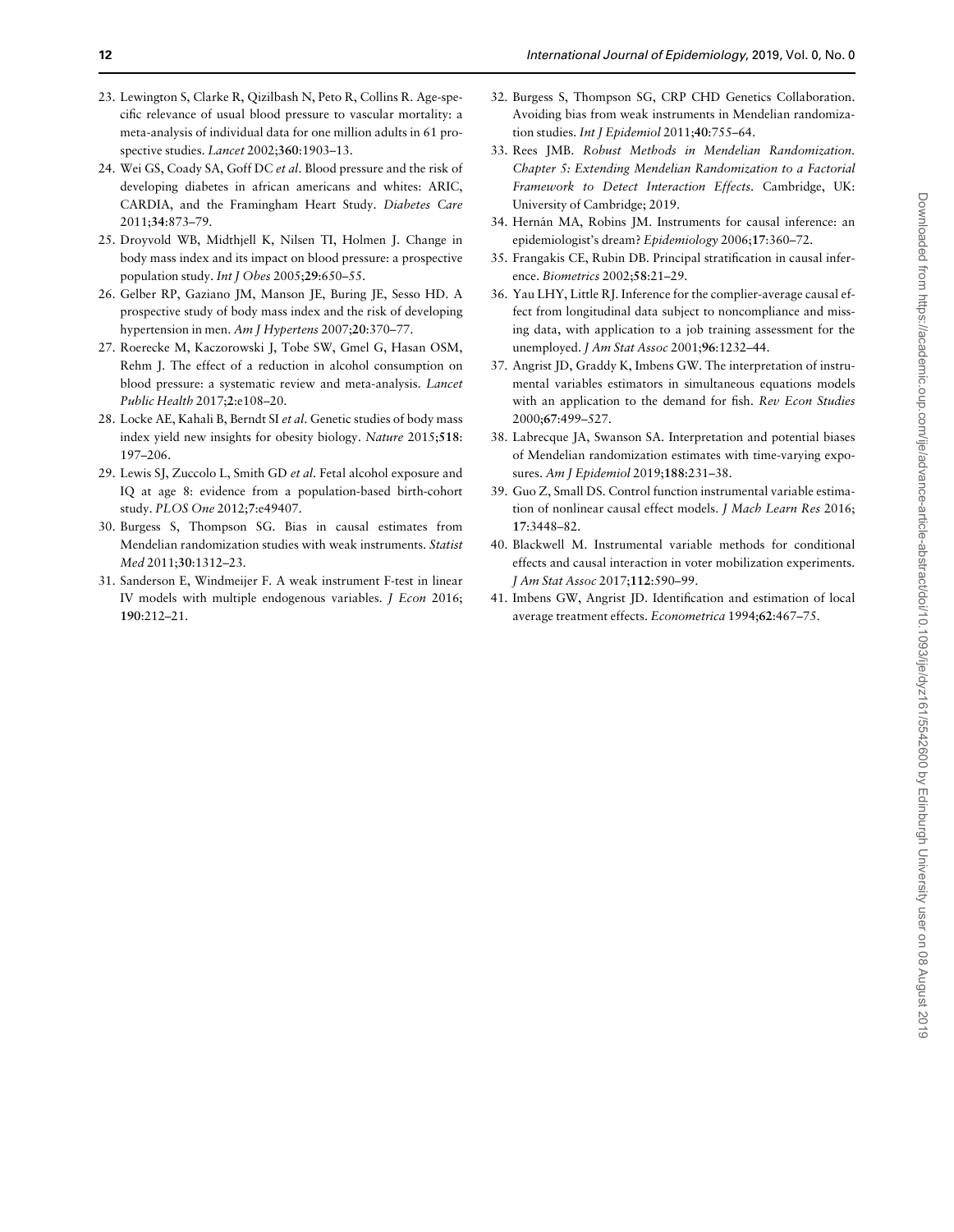23. Lewington S, Clarke R, Qizilbash N, Peto R, Collins R. Age-specific relevance of usual blood pressure to vascular mortality: a meta-analysis of individual data for one million adults in 61 prospective studies. *Lancet* 2002;**360**:1903–13.
24. Wei GS, Coady SA, Goff DC *et al*. Blood pressure and the risk of developing diabetes in african americans and whites: ARIC, CARDIA, and the Framingham Heart Study. *Diabetes Care* 2011;**34**:873–79.
25. Droyvold WB, Midthjell K, Nilsen TI, Holmen J. Change in body mass index and its impact on blood pressure: a prospective population study. *Int J Obes* 2005;**29**:650–55.
26. Gelber RP, Gaziano JM, Manson JE, Buring JE, Sesso HD. A prospective study of body mass index and the risk of developing hypertension in men. *Am J Hypertens* 2007;**20**:370–77.
27. Roerecke M, Kaczorowski J, Tobe SW, Gmel G, Hasan OSM, Rehm J. The effect of a reduction in alcohol consumption on blood pressure: a systematic review and meta-analysis. *Lancet Public Health* 2017;**2**:e108–20.
28. Locke AE, Kahali B, Berndt SI *et al*. Genetic studies of body mass index yield new insights for obesity biology. *Nature* 2015;**518**: 197–206.
29. Lewis SJ, Zuccolo L, Smith GD *et al*. Fetal alcohol exposure and IQ at age 8: evidence from a population-based birth-cohort study. *PLOS One* 2012;**7**:e49407.
30. Burgess S, Thompson SG. Bias in causal estimates from Mendelian randomization studies with weak instruments. *Statist Med* 2011;**30**:1312–23.
31. Sanderson E, Windmeijer F. A weak instrument F-test in linear IV models with multiple endogenous variables. *J Econ* 2016; **190**:212–21.
32. Burgess S, Thompson SG, CRP CHD Genetics Collaboration. Avoiding bias from weak instruments in Mendelian randomization studies. *Int J Epidemiol* 2011;**40**:755–64.
33. Rees JMB. *Robust Methods in Mendelian Randomization. Chapter 5: Extending Mendelian Randomization to a Factorial Framework to Detect Interaction Effects*. Cambridge, UK: University of Cambridge; 2019.
34. Hernán MA, Robins JM. Instruments for causal inference: an epidemiologist's dream? *Epidemiology* 2006;**17**:360–72.
35. Frangakis CE, Rubin DB. Principal stratification in causal inference. *Biometrics* 2002;**58**:21–29.
36. Yau LHY, Little RJ. Inference for the complier-average causal effect from longitudinal data subject to noncompliance and missing data, with application to a job training assessment for the unemployed. *J Am Stat Assoc* 2001;**96**:1232–44.
37. Angrist JD, Graddy K, Imbens GW. The interpretation of instrumental variables estimators in simultaneous equations models with an application to the demand for fish. *Rev Econ Studies* 2000;**67**:499–527.
38. Labrecque JA, Swanson SA. Interpretation and potential biases of Mendelian randomization estimates with time-varying exposures. *Am J Epidemiol* 2019;**188**:231–38.
39. Guo Z, Small DS. Control function instrumental variable estimation of nonlinear causal effect models. *J Mach Learn Res* 2016; **17**:3448–82.
40. Blackwell M. Instrumental variable methods for conditional effects and causal interaction in voter mobilization experiments. *J Am Stat Assoc* 2017;**112**:590–99.
41. Imbens GW, Angrist JD. Identification and estimation of local average treatment effects. *Econometrica* 1994;**62**:467–75.